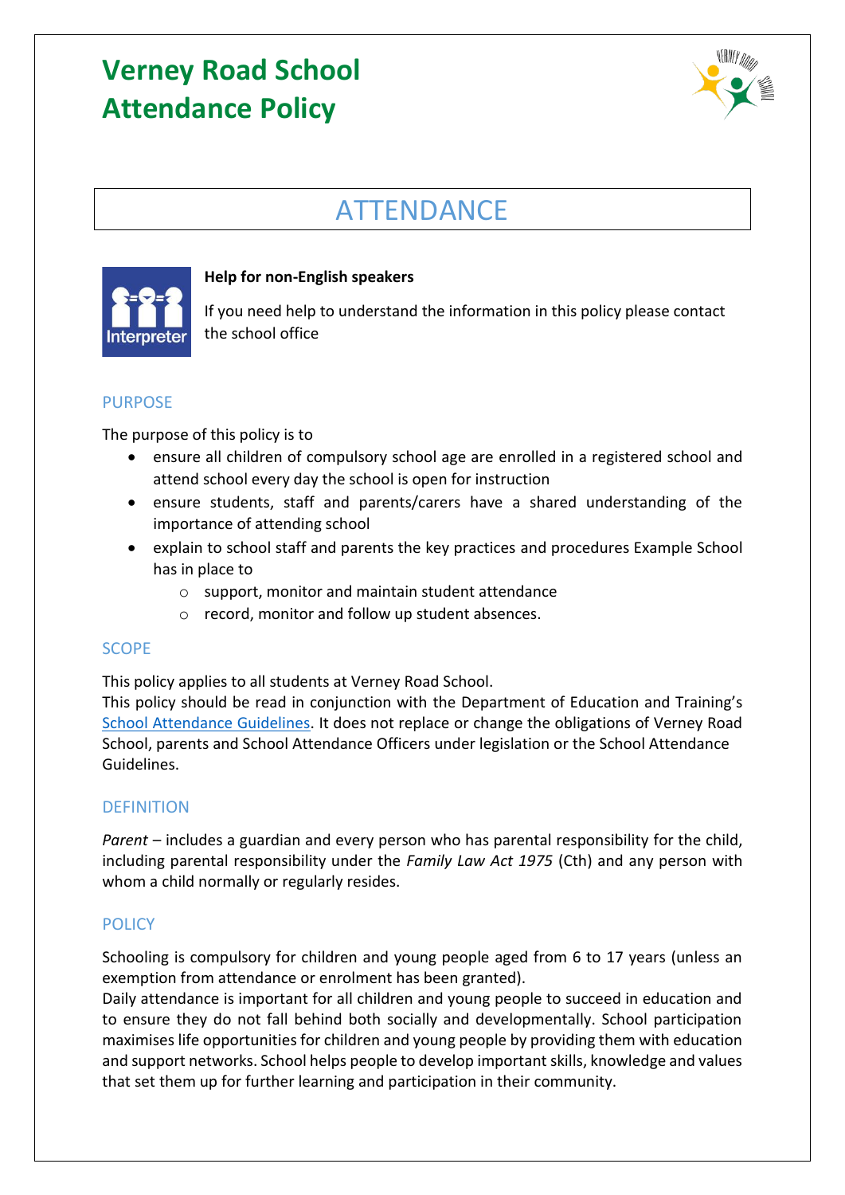# Verney Road School
# Attendance Policy

## ATTENDANCE

**Help for non-English speakers**

If you need help to understand the information in this policy please contact the school office

### PURPOSE

The purpose of this policy is to

- ensure all children of compulsory school age are enrolled in a registered school and attend school every day the school is open for instruction
- ensure students, staff and parents/carers have a shared understanding of the importance of attending school
- explain to school staff and parents the key practices and procedures Example School has in place to
  - support, monitor and maintain student attendance
  - record, monitor and follow up student absences.

### SCOPE

This policy applies to all students at Verney Road School.

This policy should be read in conjunction with the Department of Education and Training's School Attendance Guidelines. It does not replace or change the obligations of Verney Road School, parents and School Attendance Officers under legislation or the School Attendance Guidelines.

### DEFINITION

*Parent* – includes a guardian and every person who has parental responsibility for the child, including parental responsibility under the *Family Law Act 1975* (Cth) and any person with whom a child normally or regularly resides.

### POLICY

Schooling is compulsory for children and young people aged from 6 to 17 years (unless an exemption from attendance or enrolment has been granted).

Daily attendance is important for all children and young people to succeed in education and to ensure they do not fall behind both socially and developmentally. School participation maximises life opportunities for children and young people by providing them with education and support networks. School helps people to develop important skills, knowledge and values that set them up for further learning and participation in their community.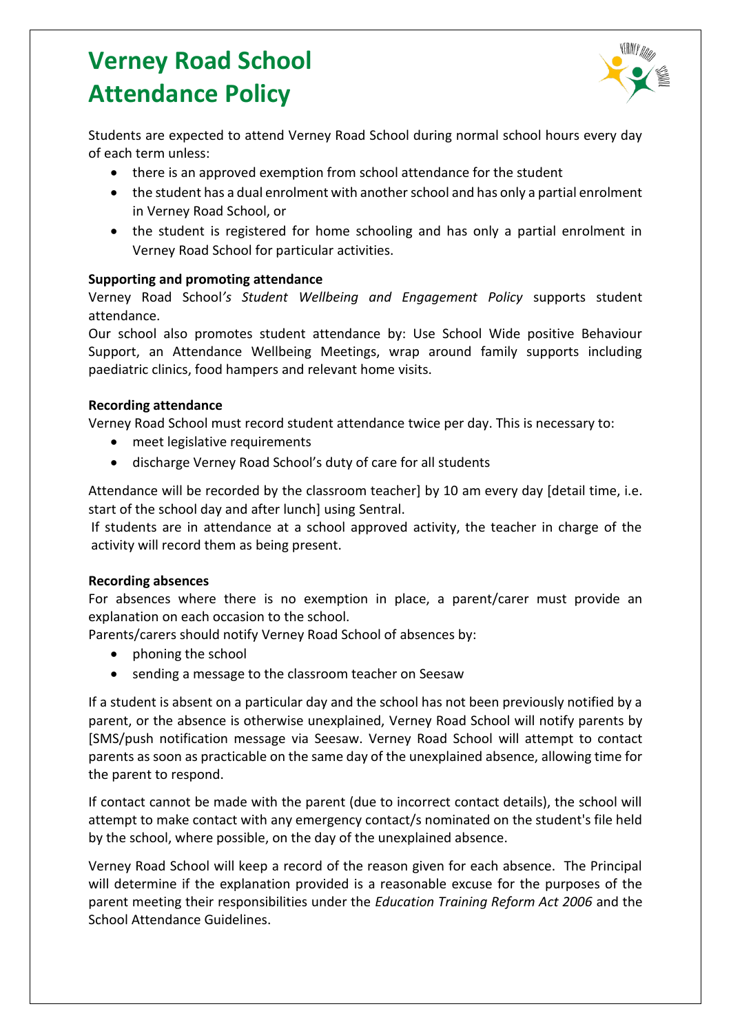# Verney Road School Attendance Policy

Students are expected to attend Verney Road School during normal school hours every day of each term unless:

- there is an approved exemption from school attendance for the student
- the student has a dual enrolment with another school and has only a partial enrolment in Verney Road School, or
- the student is registered for home schooling and has only a partial enrolment in Verney Road School for particular activities.

**Supporting and promoting attendance**

Verney Road School*'s Student Wellbeing and Engagement Policy* supports student attendance.

Our school also promotes student attendance by: Use School Wide positive Behaviour Support, an Attendance Wellbeing Meetings, wrap around family supports including paediatric clinics, food hampers and relevant home visits.

**Recording attendance**

Verney Road School must record student attendance twice per day. This is necessary to:

- meet legislative requirements
- discharge Verney Road School's duty of care for all students

Attendance will be recorded by the classroom teacher] by 10 am every day [detail time, i.e. start of the school day and after lunch] using Sentral.

If students are in attendance at a school approved activity, the teacher in charge of the activity will record them as being present.

**Recording absences**

For absences where there is no exemption in place, a parent/carer must provide an explanation on each occasion to the school.

Parents/carers should notify Verney Road School of absences by:

- phoning the school
- sending a message to the classroom teacher on Seesaw

If a student is absent on a particular day and the school has not been previously notified by a parent, or the absence is otherwise unexplained, Verney Road School will notify parents by [SMS/push notification message via Seesaw. Verney Road School will attempt to contact parents as soon as practicable on the same day of the unexplained absence, allowing time for the parent to respond.

If contact cannot be made with the parent (due to incorrect contact details), the school will attempt to make contact with any emergency contact/s nominated on the student's file held by the school, where possible, on the day of the unexplained absence.

Verney Road School will keep a record of the reason given for each absence. The Principal will determine if the explanation provided is a reasonable excuse for the purposes of the parent meeting their responsibilities under the *Education Training Reform Act 2006* and the School Attendance Guidelines.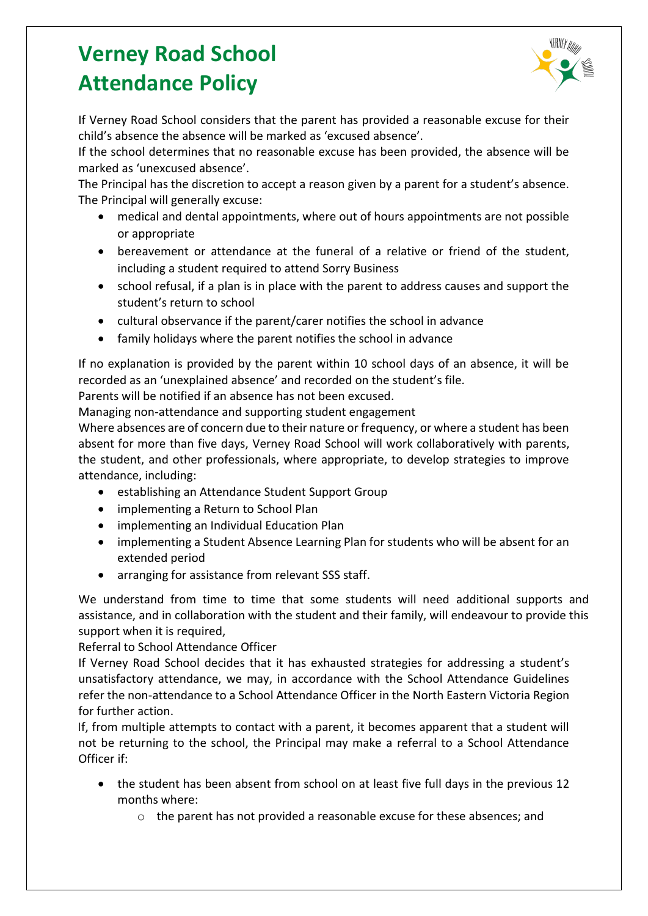# Verney Road School Attendance Policy

If Verney Road School considers that the parent has provided a reasonable excuse for their child's absence the absence will be marked as 'excused absence'.

If the school determines that no reasonable excuse has been provided, the absence will be marked as 'unexcused absence'.

The Principal has the discretion to accept a reason given by a parent for a student's absence. The Principal will generally excuse:

- medical and dental appointments, where out of hours appointments are not possible or appropriate
- bereavement or attendance at the funeral of a relative or friend of the student, including a student required to attend Sorry Business
- school refusal, if a plan is in place with the parent to address causes and support the student's return to school
- cultural observance if the parent/carer notifies the school in advance
- family holidays where the parent notifies the school in advance

If no explanation is provided by the parent within 10 school days of an absence, it will be recorded as an 'unexplained absence' and recorded on the student's file.

Parents will be notified if an absence has not been excused.

Managing non-attendance and supporting student engagement

Where absences are of concern due to their nature or frequency, or where a student has been absent for more than five days, Verney Road School will work collaboratively with parents, the student, and other professionals, where appropriate, to develop strategies to improve attendance, including:

- establishing an Attendance Student Support Group
- implementing a Return to School Plan
- implementing an Individual Education Plan
- implementing a Student Absence Learning Plan for students who will be absent for an extended period
- arranging for assistance from relevant SSS staff.

We understand from time to time that some students will need additional supports and assistance, and in collaboration with the student and their family, will endeavour to provide this support when it is required,

Referral to School Attendance Officer

If Verney Road School decides that it has exhausted strategies for addressing a student's unsatisfactory attendance, we may, in accordance with the School Attendance Guidelines refer the non-attendance to a School Attendance Officer in the North Eastern Victoria Region for further action.

If, from multiple attempts to contact with a parent, it becomes apparent that a student will not be returning to the school, the Principal may make a referral to a School Attendance Officer if:

- the student has been absent from school on at least five full days in the previous 12 months where:
  - the parent has not provided a reasonable excuse for these absences; and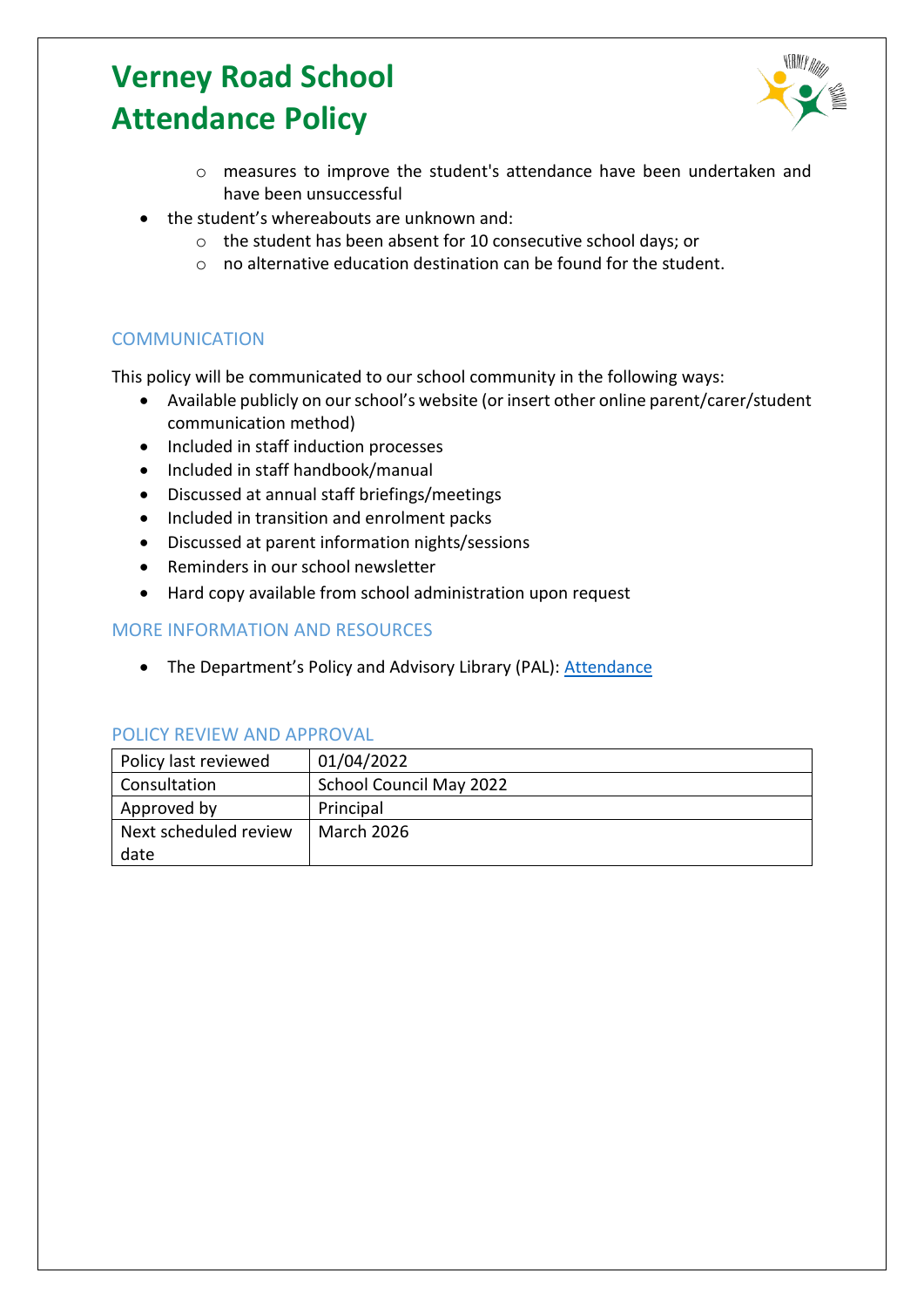- measures to improve the student's attendance have been undertaken and have been unsuccessful
- the student's whereabouts are unknown and:
  - the student has been absent for 10 consecutive school days; or
  - no alternative education destination can be found for the student.

## COMMUNICATION

This policy will be communicated to our school community in the following ways:

- Available publicly on our school's website (or insert other online parent/carer/student communication method)
- Included in staff induction processes
- Included in staff handbook/manual
- Discussed at annual staff briefings/meetings
- Included in transition and enrolment packs
- Discussed at parent information nights/sessions
- Reminders in our school newsletter
- Hard copy available from school administration upon request

## MORE INFORMATION AND RESOURCES

- The Department's Policy and Advisory Library (PAL): Attendance

## POLICY REVIEW AND APPROVAL

| | |
|---|---|
| Policy last reviewed | 01/04/2022 |
| Consultation | School Council May 2022 |
| Approved by | Principal |
| Next scheduled review date | March 2026 |